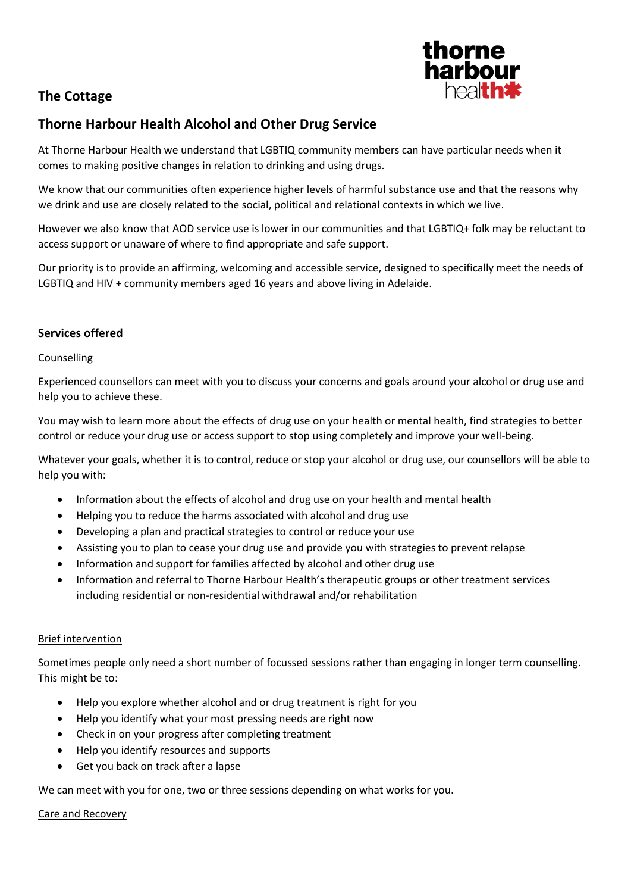## The Cottage

## Thorne Harbour Health Alcohol and Other Drug Service

At Thorne Harbour Health we understand that LGBTIQ community members can have particular needs when it comes to making positive changes in relation to drinking and using drugs.

We know that our communities often experience higher levels of harmful substance use and that the reasons why we drink and use are closely related to the social, political and relational contexts in which we live.

However we also know that AOD service use is lower in our communities and that LGBTIQ+ folk may be reluctant to access support or unaware of where to find appropriate and safe support.

Our priority is to provide an affirming, welcoming and accessible service, designed to specifically meet the needs of LGBTIQ and HIV + community members aged 16 years and above living in Adelaide.

### Services offered

Counselling

Experienced counsellors can meet with you to discuss your concerns and goals around your alcohol or drug use and help you to achieve these.

You may wish to learn more about the effects of drug use on your health or mental health, find strategies to better control or reduce your drug use or access support to stop using completely and improve your well-being.

Whatever your goals, whether it is to control, reduce or stop your alcohol or drug use, our counsellors will be able to help you with:

- Information about the effects of alcohol and drug use on your health and mental health
- Helping you to reduce the harms associated with alcohol and drug use
- Developing a plan and practical strategies to control or reduce your use
- Assisting you to plan to cease your drug use and provide you with strategies to prevent relapse
- Information and support for families affected by alcohol and other drug use
- Information and referral to Thorne Harbour Health's therapeutic groups or other treatment services including residential or non-residential withdrawal and/or rehabilitation

Brief intervention

Sometimes people only need a short number of focussed sessions rather than engaging in longer term counselling. This might be to:

- Help you explore whether alcohol and or drug treatment is right for you
- Help you identify what your most pressing needs are right now
- Check in on your progress after completing treatment
- Help you identify resources and supports
- Get you back on track after a lapse

We can meet with you for one, two or three sessions depending on what works for you.

Care and Recovery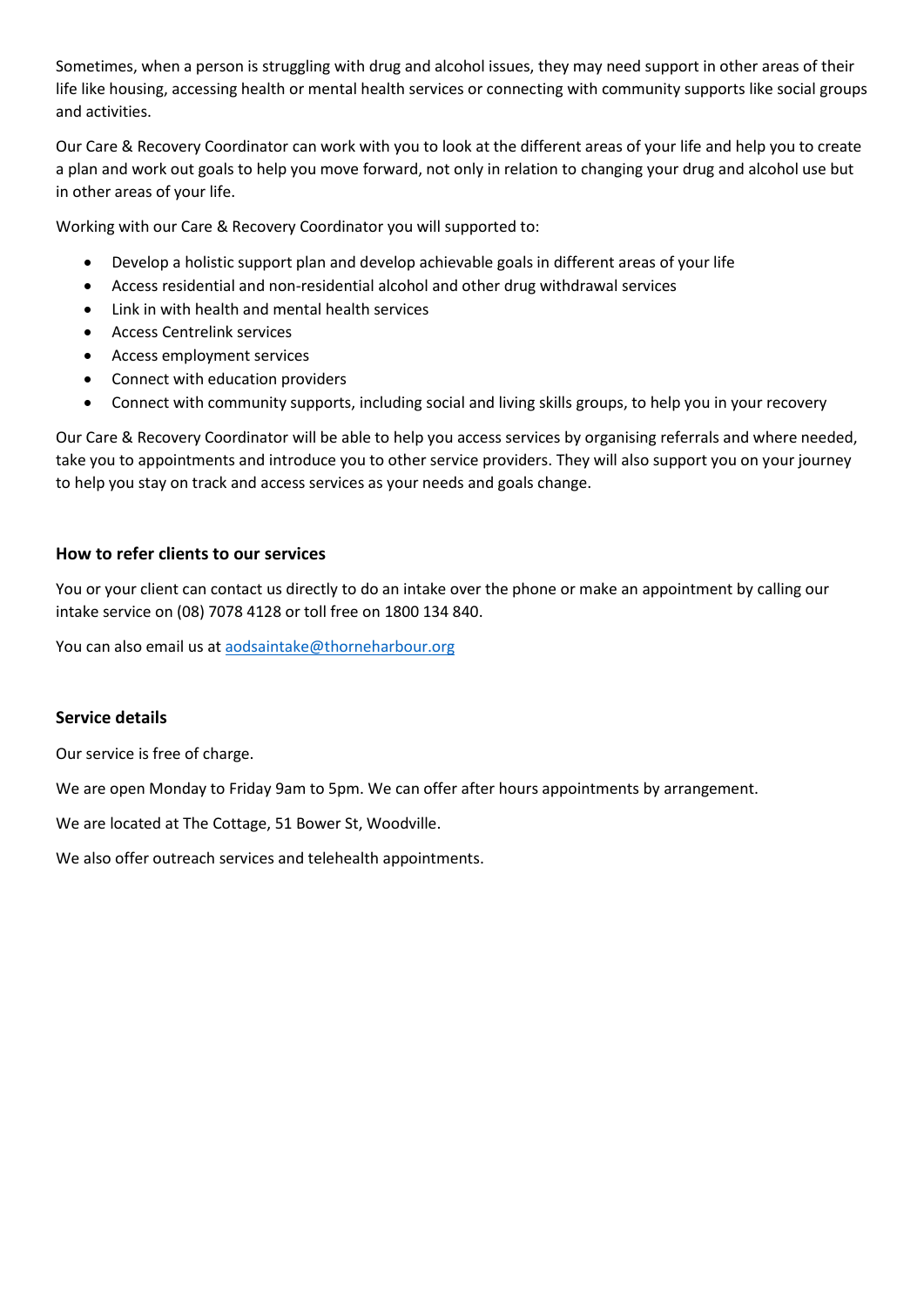Sometimes, when a person is struggling with drug and alcohol issues, they may need support in other areas of their life like housing, accessing health or mental health services or connecting with community supports like social groups and activities.

Our Care & Recovery Coordinator can work with you to look at the different areas of your life and help you to create a plan and work out goals to help you move forward, not only in relation to changing your drug and alcohol use but in other areas of your life.

Working with our Care & Recovery Coordinator you will supported to:

- Develop a holistic support plan and develop achievable goals in different areas of your life
- Access residential and non-residential alcohol and other drug withdrawal services
- Link in with health and mental health services
- Access Centrelink services
- Access employment services
- Connect with education providers
- Connect with community supports, including social and living skills groups, to help you in your recovery

Our Care & Recovery Coordinator will be able to help you access services by organising referrals and where needed, take you to appointments and introduce you to other service providers. They will also support you on your journey to help you stay on track and access services as your needs and goals change.

**How to refer clients to our services**

You or your client can contact us directly to do an intake over the phone or make an appointment by calling our intake service on (08) 7078 4128 or toll free on 1800 134 840.

You can also email us at [aodsaintake@thorneharbour.org](mailto:aodsaintake@thorneharbour.org)

**Service details**

Our service is free of charge.

We are open Monday to Friday 9am to 5pm. We can offer after hours appointments by arrangement.

We are located at The Cottage, 51 Bower St, Woodville.

We also offer outreach services and telehealth appointments.